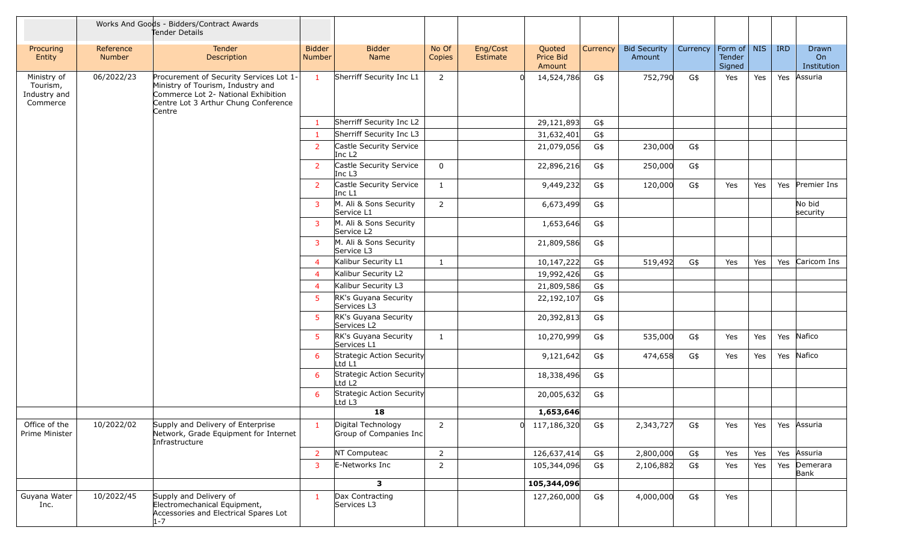| | | Works And Goods - Bidders/Contract Awards Tender Details | | | | | | | | | | | | |
|---|---|---|---|---|---|---|---|---|---|---|---|---|---|---|
| Procuring Entity | Reference Number | Tender Description | Bidder Number | Bidder Name | No Of Copies | Eng/Cost Estimate | Quoted Price Bid Amount | Currency | Bid Security Amount | Currency | Form of Tender Signed | NIS | IRD | Drawn On Institution |
| Ministry of Tourism, Industry and Commerce | 06/2022/23 | Procurement of Security Services Lot 1- Ministry of Tourism, Industry and Commerce Lot 2- National Exhibition Centre Lot 3 Arthur Chung Conference Centre | 1 | Sherriff Security Inc L1 | 2 | 0 | 14,524,786 | G$ | 752,790 | G$ | Yes | Yes | Yes | Assuria |
| | | | 1 | Sherriff Security Inc L2 | | | 29,121,893 | G$ | | | | | | |
| | | | 1 | Sherriff Security Inc L3 | | | 31,632,401 | G$ | | | | | | |
| | | | 2 | Castle Security Service Inc L2 | | | 21,079,056 | G$ | 230,000 | G$ | | | | |
| | | | 2 | Castle Security Service Inc L3 | 0 | | 22,896,216 | G$ | 250,000 | G$ | | | | |
| | | | 2 | Castle Security Service Inc L1 | 1 | | 9,449,232 | G$ | 120,000 | G$ | Yes | Yes | Yes | Premier Ins |
| | | | 3 | M. Ali & Sons Security Service L1 | 2 | | 6,673,499 | G$ | | | | | | No bid security |
| | | | 3 | M. Ali & Sons Security Service L2 | | | 1,653,646 | G$ | | | | | | |
| | | | 3 | M. Ali & Sons Security Service L3 | | | 21,809,586 | G$ | | | | | | |
| | | | 4 | Kalibur Security L1 | 1 | | 10,147,222 | G$ | 519,492 | G$ | Yes | Yes | Yes | Caricom Ins |
| | | | 4 | Kalibur Security L2 | | | 19,992,426 | G$ | | | | | | |
| | | | 4 | Kalibur Security L3 | | | 21,809,586 | G$ | | | | | | |
| | | | 5 | RK's Guyana Security Services L3 | | | 22,192,107 | G$ | | | | | | |
| | | | 5 | RK's Guyana Security Services L2 | | | 20,392,813 | G$ | | | | | | |
| | | | 5 | RK's Guyana Security Services L1 | 1 | | 10,270,999 | G$ | 535,000 | G$ | Yes | Yes | Yes | Nafico |
| | | | 6 | Strategic Action Security Ltd L1 | | | 9,121,642 | G$ | 474,658 | G$ | Yes | Yes | Yes | Nafico |
| | | | 6 | Strategic Action Security Ltd L2 | | | 18,338,496 | G$ | | | | | | |
| | | | 6 | Strategic Action Security Ltd L3 | | | 20,005,632 | G$ | | | | | | |
| | | | | **18** | | | **1,653,646** | | | | | | | |
| Office of the Prime Minister | 10/2022/02 | Supply and Delivery of Enterprise Network, Grade Equipment for Internet Infrastructure | 1 | Digital Technology Group of Companies Inc | 2 | 0 | 117,186,320 | G$ | 2,343,727 | G$ | Yes | Yes | Yes | Assuria |
| | | | 2 | NT Computeac | 2 | | 126,637,414 | G$ | 2,800,000 | G$ | Yes | Yes | Yes | Assuria |
| | | | 3 | E-Networks Inc | 2 | | 105,344,096 | G$ | 2,106,882 | G$ | Yes | Yes | Yes | Demerara Bank |
| | | | | **3** | | | **105,344,096** | | | | | | | |
| Guyana Water Inc. | 10/2022/45 | Supply and Delivery of Electromechanical Equipment, Accessories and Electrical Spares Lot 1-7 | 1 | Dax Contracting Services L3 | | | 127,260,000 | G$ | 4,000,000 | G$ | Yes | | | |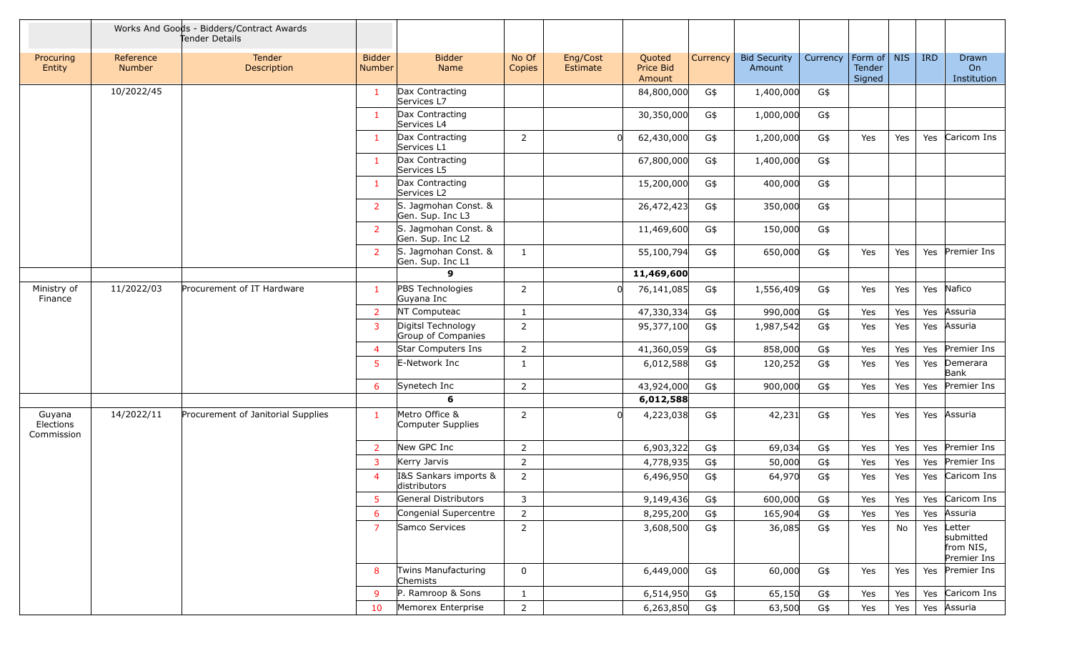| Procuring Entity | Reference Number | Works And Goods - Bidders/Contract Awards Tender Details Tender Description | Bidder Number | Bidder Name | No Of Copies | Eng/Cost Estimate | Quoted Price Bid Amount | Currency | Bid Security Amount | Currency | Form of Tender Signed | NIS | IRD | Drawn On Institution |
|---|---|---|---|---|---|---|---|---|---|---|---|---|---|---|
| | 10/2022/45 | | 1 | Dax Contracting Services L7 | | | 84,800,000 | G$ | 1,400,000 | G$ | | | | |
| | | | 1 | Dax Contracting Services L4 | | | 30,350,000 | G$ | 1,000,000 | G$ | | | | |
| | | | 1 | Dax Contracting Services L1 | 2 | 0 | 62,430,000 | G$ | 1,200,000 | G$ | Yes | Yes | Yes | Caricom Ins |
| | | | 1 | Dax Contracting Services L5 | | | 67,800,000 | G$ | 1,400,000 | G$ | | | | |
| | | | 1 | Dax Contracting Services L2 | | | 15,200,000 | G$ | 400,000 | G$ | | | | |
| | | | 2 | S. Jagmohan Const. & Gen. Sup. Inc L3 | | | 26,472,423 | G$ | 350,000 | G$ | | | | |
| | | | 2 | S. Jagmohan Const. & Gen. Sup. Inc L2 | | | 11,469,600 | G$ | 150,000 | G$ | | | | |
| | | | 2 | S. Jagmohan Const. & Gen. Sup. Inc L1 | 1 | | 55,100,794 | G$ | 650,000 | G$ | Yes | Yes | Yes | Premier Ins |
| | | | | **9** | | | **11,469,600** | | | | | | | |
| Ministry of Finance | 11/2022/03 | Procurement of IT Hardware | 1 | PBS Technologies Guyana Inc | 2 | 0 | 76,141,085 | G$ | 1,556,409 | G$ | Yes | Yes | Yes | Nafico |
| | | | 2 | NT Computeac | 1 | | 47,330,334 | G$ | 990,000 | G$ | Yes | Yes | Yes | Assuria |
| | | | 3 | Digitsl Technology Group of Companies | 2 | | 95,377,100 | G$ | 1,987,542 | G$ | Yes | Yes | Yes | Assuria |
| | | | 4 | Star Computers Ins | 2 | | 41,360,059 | G$ | 858,000 | G$ | Yes | Yes | Yes | Premier Ins |
| | | | 5 | E-Network Inc | 1 | | 6,012,588 | G$ | 120,252 | G$ | Yes | Yes | Yes | Demerara Bank |
| | | | 6 | Synetech Inc | 2 | | 43,924,000 | G$ | 900,000 | G$ | Yes | Yes | Yes | Premier Ins |
| | | | | **6** | | | **6,012,588** | | | | | | | |
| Guyana Elections Commission | 14/2022/11 | Procurement of Janitorial Supplies | 1 | Metro Office & Computer Supplies | 2 | 0 | 4,223,038 | G$ | 42,231 | G$ | Yes | Yes | Yes | Assuria |
| | | | 2 | New GPC Inc | 2 | | 6,903,322 | G$ | 69,034 | G$ | Yes | Yes | Yes | Premier Ins |
| | | | 3 | Kerry Jarvis | 2 | | 4,778,935 | G$ | 50,000 | G$ | Yes | Yes | Yes | Premier Ins |
| | | | 4 | I&S Sankars imports & distributors | 2 | | 6,496,950 | G$ | 64,970 | G$ | Yes | Yes | Yes | Caricom Ins |
| | | | 5 | General Distributors | 3 | | 9,149,436 | G$ | 600,000 | G$ | Yes | Yes | Yes | Caricom Ins |
| | | | 6 | Congenial Supercentre | 2 | | 8,295,200 | G$ | 165,904 | G$ | Yes | Yes | Yes | Assuria |
| | | | 7 | Samco Services | 2 | | 3,608,500 | G$ | 36,085 | G$ | Yes | No | Yes | Letter submitted from NIS, Premier Ins |
| | | | 8 | Twins Manufacturing Chemists | 0 | | 6,449,000 | G$ | 60,000 | G$ | Yes | Yes | Yes | Premier Ins |
| | | | 9 | P. Ramroop & Sons | 1 | | 6,514,950 | G$ | 65,150 | G$ | Yes | Yes | Yes | Caricom Ins |
| | | | 10 | Memorex Enterprise | 2 | | 6,263,850 | G$ | 63,500 | G$ | Yes | Yes | Yes | Assuria |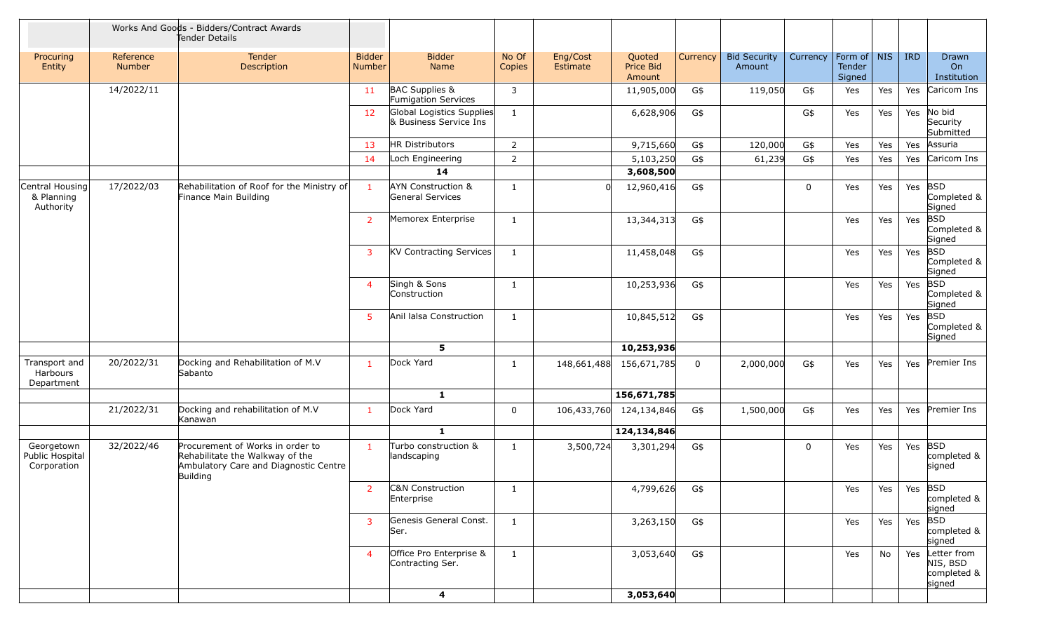| | | Works And Goods - Bidders/Contract Awards Tender Details | | | | | | | | | | | | |
|---|---|---|---|---|---|---|---|---|---|---|---|---|---|---|
| Procuring Entity | Reference Number | Tender Description | Bidder Number | Bidder Name | No Of Copies | Eng/Cost Estimate | Quoted Price Bid Amount | Currency | Bid Security Amount | Currency | Form of Tender Signed | NIS | IRD | Drawn On Institution |
| | 14/2022/11 | | 11 | BAC Supplies & Fumigation Services | 3 | | 11,905,000 | G$ | 119,050 | G$ | Yes | Yes | Yes | Caricom Ins |
| | | | 12 | Global Logistics Supplies & Business Service Ins | 1 | | 6,628,906 | G$ | | G$ | Yes | Yes | Yes | No bid Security Submitted |
| | | | 13 | HR Distributors | 2 | | 9,715,660 | G$ | 120,000 | G$ | Yes | Yes | Yes | Assuria |
| | | | 14 | Loch Engineering | 2 | | 5,103,250 | G$ | 61,239 | G$ | Yes | Yes | Yes | Caricom Ins |
| | | | | **14** | | | **3,608,500** | | | | | | | |
| Central Housing & Planning Authority | 17/2022/03 | Rehabilitation of Roof for the Ministry of Finance Main Building | 1 | AYN Construction & General Services | 1 | 0 | 12,960,416 | G$ | | 0 | Yes | Yes | Yes | BSD Completed & Signed |
| | | | 2 | Memorex Enterprise | 1 | | 13,344,313 | G$ | | | Yes | Yes | Yes | BSD Completed & Signed |
| | | | 3 | KV Contracting Services | 1 | | 11,458,048 | G$ | | | Yes | Yes | Yes | BSD Completed & Signed |
| | | | 4 | Singh & Sons Construction | 1 | | 10,253,936 | G$ | | | Yes | Yes | Yes | BSD Completed & Signed |
| | | | 5 | Anil lalsa Construction | 1 | | 10,845,512 | G$ | | | Yes | Yes | Yes | BSD Completed & Signed |
| | | | | **5** | | | **10,253,936** | | | | | | | |
| Transport and Harbours Department | 20/2022/31 | Docking and Rehabilitation of M.V Sabanto | 1 | Dock Yard | 1 | 148,661,488 | 156,671,785 | 0 | 2,000,000 | G$ | Yes | Yes | Yes | Premier Ins |
| | | | | **1** | | | **156,671,785** | | | | | | | |
| | 21/2022/31 | Docking and rehabilitation of M.V Kanawan | 1 | Dock Yard | 0 | 106,433,760 | 124,134,846 | G$ | 1,500,000 | G$ | Yes | Yes | Yes | Premier Ins |
| | | | | **1** | | | **124,134,846** | | | | | | | |
| Georgetown Public Hospital Corporation | 32/2022/46 | Procurement of Works in order to Rehabilitate the Walkway of the Ambulatory Care and Diagnostic Centre Building | 1 | Turbo construction & landscaping | 1 | 3,500,724 | 3,301,294 | G$ | | 0 | Yes | Yes | Yes | BSD completed & signed |
| | | | 2 | C&N Construction Enterprise | 1 | | 4,799,626 | G$ | | | Yes | Yes | Yes | BSD completed & signed |
| | | | 3 | Genesis General Const. Ser. | 1 | | 3,263,150 | G$ | | | Yes | Yes | Yes | BSD completed & signed |
| | | | 4 | Office Pro Enterprise & Contracting Ser. | 1 | | 3,053,640 | G$ | | | Yes | No | Yes | Letter from NIS, BSD completed & signed |
| | | | | **4** | | | **3,053,640** | | | | | | | |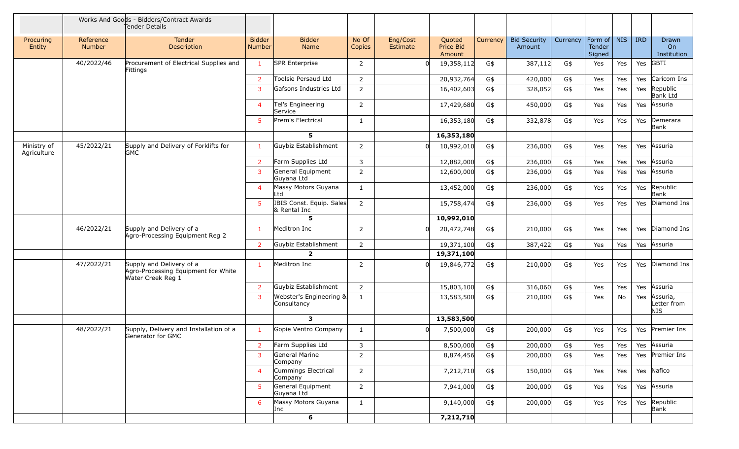| | Works And Goods - Bidders/Contract Awards Tender Details | | | | | | | | | | | | | | |
|---|---|---|---|---|---|---|---|---|---|---|---|---|---|---|---|
| Procuring Entity | Reference Number | Tender Description | Bidder Number | Bidder Name | No Of Copies | Eng/Cost Estimate | Quoted Price Bid Amount | Currency | Bid Security Amount | Currency | Form of Tender Signed | NIS | IRD | Drawn On Institution |
| | 40/2022/46 | Procurement of Electrical Supplies and Fittings | 1 | SPR Enterprise | 2 | 0 | 19,358,112 | G$ | 387,112 | G$ | Yes | Yes | Yes | GBTI |
| | | | 2 | Toolsie Persaud Ltd | 2 | | 20,932,764 | G$ | 420,000 | G$ | Yes | Yes | Yes | Caricom Ins |
| | | | 3 | Gafsons Industries Ltd | 2 | | 16,402,603 | G$ | 328,052 | G$ | Yes | Yes | Yes | Republic Bank Ltd |
| | | | 4 | Tel's Engineering Service | 2 | | 17,429,680 | G$ | 450,000 | G$ | Yes | Yes | Yes | Assuria |
| | | | 5 | Prem's Electrical | 1 | | 16,353,180 | G$ | 332,878 | G$ | Yes | Yes | Yes | Demerara Bank |
| | | | | **5** | | | **16,353,180** | | | | | | | |
| Ministry of Agriculture | 45/2022/21 | Supply and Delivery of Forklifts for GMC | 1 | Guybiz Establishment | 2 | 0 | 10,992,010 | G$ | 236,000 | G$ | Yes | Yes | Yes | Assuria |
| | | | 2 | Farm Supplies Ltd | 3 | | 12,882,000 | G$ | 236,000 | G$ | Yes | Yes | Yes | Assuria |
| | | | 3 | General Equipment Guyana Ltd | 2 | | 12,600,000 | G$ | 236,000 | G$ | Yes | Yes | Yes | Assuria |
| | | | 4 | Massy Motors Guyana Ltd | 1 | | 13,452,000 | G$ | 236,000 | G$ | Yes | Yes | Yes | Republic Bank |
| | | | 5 | IBIS Const. Equip. Sales & Rental Inc | 2 | | 15,758,474 | G$ | 236,000 | G$ | Yes | Yes | Yes | Diamond Ins |
| | | | | **5** | | | **10,992,010** | | | | | | | |
| | 46/2022/21 | Supply and Delivery of a Agro-Processing Equipment Reg 2 | 1 | Meditron Inc | 2 | 0 | 20,472,748 | G$ | 210,000 | G$ | Yes | Yes | Yes | Diamond Ins |
| | | | 2 | Guybiz Establishment | 2 | | 19,371,100 | G$ | 387,422 | G$ | Yes | Yes | Yes | Assuria |
| | | | | **2** | | | **19,371,100** | | | | | | | |
| | 47/2022/21 | Supply and Delivery of a Agro-Processing Equipment for White Water Creek Reg 1 | 1 | Meditron Inc | 2 | 0 | 19,846,772 | G$ | 210,000 | G$ | Yes | Yes | Yes | Diamond Ins |
| | | | 2 | Guybiz Establishment | 2 | | 15,803,100 | G$ | 316,060 | G$ | Yes | Yes | Yes | Assuria |
| | | | 3 | Webster's Engineering & Consultancy | 1 | | 13,583,500 | G$ | 210,000 | G$ | Yes | No | Yes | Assuria, Letter from NIS |
| | | | | **3** | | | **13,583,500** | | | | | | | |
| | 48/2022/21 | Supply, Delivery and Installation of a Generator for GMC | 1 | Gopie Ventro Company | 1 | 0 | 7,500,000 | G$ | 200,000 | G$ | Yes | Yes | Yes | Premier Ins |
| | | | 2 | Farm Supplies Ltd | 3 | | 8,500,000 | G$ | 200,000 | G$ | Yes | Yes | Yes | Assuria |
| | | | 3 | General Marine Company | 2 | | 8,874,456 | G$ | 200,000 | G$ | Yes | Yes | Yes | Premier Ins |
| | | | 4 | Cummings Electrical Company | 2 | | 7,212,710 | G$ | 150,000 | G$ | Yes | Yes | Yes | Nafico |
| | | | 5 | General Equipment Guyana Ltd | 2 | | 7,941,000 | G$ | 200,000 | G$ | Yes | Yes | Yes | Assuria |
| | | | 6 | Massy Motors Guyana Inc | 1 | | 9,140,000 | G$ | 200,000 | G$ | Yes | Yes | Yes | Republic Bank |
| | | | | **6** | | | **7,212,710** | | | | | | | |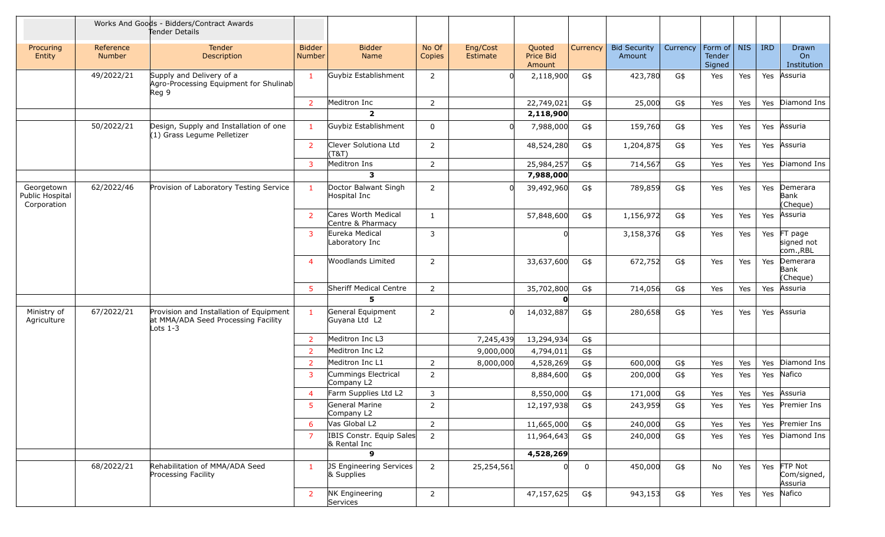| | Works And Goods - Bidders/Contract Awards Tender Details | | | | | | | | | | | | | |
|---|---|---|---|---|---|---|---|---|---|---|---|---|---|---|
| Procuring Entity | Reference Number | Tender Description | Bidder Number | Bidder Name | No Of Copies | Eng/Cost Estimate | Quoted Price Bid Amount | Currency | Bid Security Amount | Currency | Form of Tender Signed | NIS | IRD | Drawn On Institution |
| | 49/2022/21 | Supply and Delivery of a Agro-Processing Equipment for Shulinab Reg 9 | 1 | Guybiz Establishment | 2 | 0 | 2,118,900 | G$ | 423,780 | G$ | Yes | Yes | Yes | Assuria |
| | | | 2 | Meditron Inc | 2 | | 22,749,021 | G$ | 25,000 | G$ | Yes | Yes | Yes | Diamond Ins |
| | | | | **2** | | | **2,118,900** | | | | | | | |
| | 50/2022/21 | Design, Supply and Installation of one (1) Grass Legume Pelletizer | 1 | Guybiz Establishment | 0 | 0 | 7,988,000 | G$ | 159,760 | G$ | Yes | Yes | Yes | Assuria |
| | | | 2 | Clever Solutiona Ltd (T&T) | 2 | | 48,524,280 | G$ | 1,204,875 | G$ | Yes | Yes | Yes | Assuria |
| | | | 3 | Meditron Ins | 2 | | 25,984,257 | G$ | 714,567 | G$ | Yes | Yes | Yes | Diamond Ins |
| | | | | **3** | | | **7,988,000** | | | | | | | |
| Georgetown Public Hospital Corporation | 62/2022/46 | Provision of Laboratory Testing Service | 1 | Doctor Balwant Singh Hospital Inc | 2 | 0 | 39,492,960 | G$ | 789,859 | G$ | Yes | Yes | Yes | Demerara Bank (Cheque) |
| | | | 2 | Cares Worth Medical Centre & Pharmacy | 1 | | 57,848,600 | G$ | 1,156,972 | G$ | Yes | Yes | Yes | Assuria |
| | | | 3 | Eureka Medical Laboratory Inc | 3 | | 0 | | 3,158,376 | G$ | Yes | Yes | Yes | FT page signed not com.,RBL |
| | | | 4 | Woodlands Limited | 2 | | 33,637,600 | G$ | 672,752 | G$ | Yes | Yes | Yes | Demerara Bank (Cheque) |
| | | | 5 | Sheriff Medical Centre | 2 | | 35,702,800 | G$ | 714,056 | G$ | Yes | Yes | Yes | Assuria |
| | | | | **5** | | | **0** | | | | | | | |
| Ministry of Agriculture | 67/2022/21 | Provision and Installation of Equipment at MMA/ADA Seed Processing Facility Lots 1-3 | 1 | General Equipment Guyana Ltd L2 | 2 | 0 | 14,032,887 | G$ | 280,658 | G$ | Yes | Yes | Yes | Assuria |
| | | | 2 | Meditron Inc L3 | | 7,245,439 | 13,294,934 | G$ | | | | | | |
| | | | 2 | Meditron Inc L2 | | 9,000,000 | 4,794,011 | G$ | | | | | | |
| | | | 2 | Meditron Inc L1 | 2 | 8,000,000 | 4,528,269 | G$ | 600,000 | G$ | Yes | Yes | Yes | Diamond Ins |
| | | | 3 | Cummings Electrical Company L2 | 2 | | 8,884,600 | G$ | 200,000 | G$ | Yes | Yes | Yes | Nafico |
| | | | 4 | Farm Supplies Ltd L2 | 3 | | 8,550,000 | G$ | 171,000 | G$ | Yes | Yes | Yes | Assuria |
| | | | 5 | General Marine Company L2 | 2 | | 12,197,938 | G$ | 243,959 | G$ | Yes | Yes | Yes | Premier Ins |
| | | | 6 | Vas Global L2 | 2 | | 11,665,000 | G$ | 240,000 | G$ | Yes | Yes | Yes | Premier Ins |
| | | | 7 | IBIS Constr. Equip Sales & Rental Inc | 2 | | 11,964,643 | G$ | 240,000 | G$ | Yes | Yes | Yes | Diamond Ins |
| | | | | **9** | | | **4,528,269** | | | | | | | |
| | 68/2022/21 | Rehabilitation of MMA/ADA Seed Processing Facility | 1 | JS Engineering Services & Supplies | 2 | 25,254,561 | 0 | 0 | 450,000 | G$ | No | Yes | Yes | FTP Not Com/signed, Assuria |
| | | | 2 | NK Engineering Services | 2 | | 47,157,625 | G$ | 943,153 | G$ | Yes | Yes | Yes | Nafico |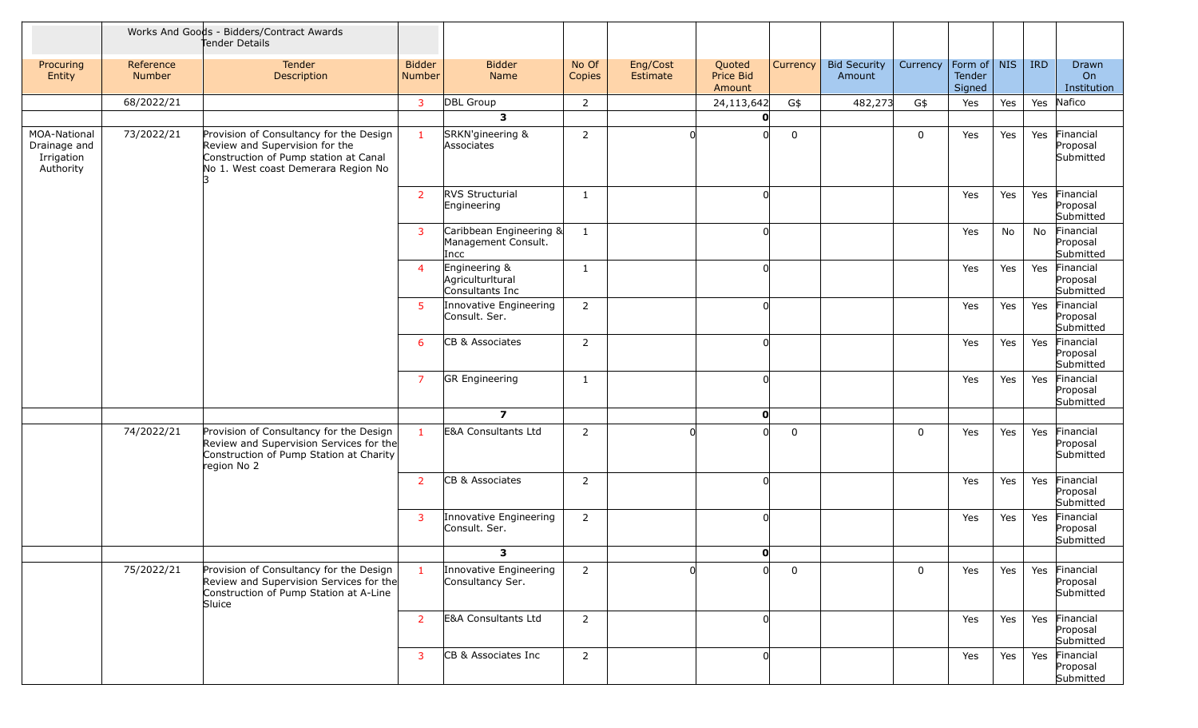| | Works And Goods - Bidders/Contract Awards Tender Details | | | | | | | | | | | | | | |
|---|---|---|---|---|---|---|---|---|---|---|---|---|---|---|---|
| Procuring Entity | Reference Number | Tender Description | Bidder Number | Bidder Name | No Of Copies | Eng/Cost Estimate | Quoted Price Bid Amount | Currency | Bid Security Amount | Currency | Form of Tender Signed | NIS | IRD | Drawn On Institution |
| | 68/2022/21 | | 3 | DBL Group | 2 | | 24,113,642 | G$ | 482,273 | G$ | Yes | Yes | Yes | Nafico |
| | | | | **3** | | | **0** | | | | | | | |
| MOA-National Drainage and Irrigation Authority | 73/2022/21 | Provision of Consultancy for the Design Review and Supervision for the Construction of Pump station at Canal No 1. West coast Demerara Region No 3 | 1 | SRKN'gineering & Associates | 2 | 0 | 0 | 0 | | 0 | Yes | Yes | Yes | Financial Proposal Submitted |
| | | | 2 | RVS Structurial Engineering | 1 | | 0 | | | | Yes | Yes | Yes | Financial Proposal Submitted |
| | | | 3 | Caribbean Engineering & Management Consult. Incc | 1 | | 0 | | | | Yes | No | No | Financial Proposal Submitted |
| | | | 4 | Engineering & Agriculturltural Consultants Inc | 1 | | 0 | | | | Yes | Yes | Yes | Financial Proposal Submitted |
| | | | 5 | Innovative Engineering Consult. Ser. | 2 | | 0 | | | | Yes | Yes | Yes | Financial Proposal Submitted |
| | | | 6 | CB & Associates | 2 | | 0 | | | | Yes | Yes | Yes | Financial Proposal Submitted |
| | | | 7 | GR Engineering | 1 | | 0 | | | | Yes | Yes | Yes | Financial Proposal Submitted |
| | | | | **7** | | | **0** | | | | | | | |
| | 74/2022/21 | Provision of Consultancy for the Design Review and Supervision Services for the Construction of Pump Station at Charity region No 2 | 1 | E&A Consultants Ltd | 2 | 0 | 0 | 0 | | 0 | Yes | Yes | Yes | Financial Proposal Submitted |
| | | | 2 | CB & Associates | 2 | | 0 | | | | Yes | Yes | Yes | Financial Proposal Submitted |
| | | | 3 | Innovative Engineering Consult. Ser. | 2 | | 0 | | | | Yes | Yes | Yes | Financial Proposal Submitted |
| | | | | **3** | | | **0** | | | | | | | |
| | 75/2022/21 | Provision of Consultancy for the Design Review and Supervision Services for the Construction of Pump Station at A-Line Sluice | 1 | Innovative Engineering Consultancy Ser. | 2 | 0 | 0 | 0 | | 0 | Yes | Yes | Yes | Financial Proposal Submitted |
| | | | 2 | E&A Consultants Ltd | 2 | | 0 | | | | Yes | Yes | Yes | Financial Proposal Submitted |
| | | | 3 | CB & Associates Inc | 2 | | 0 | | | | Yes | Yes | Yes | Financial Proposal Submitted |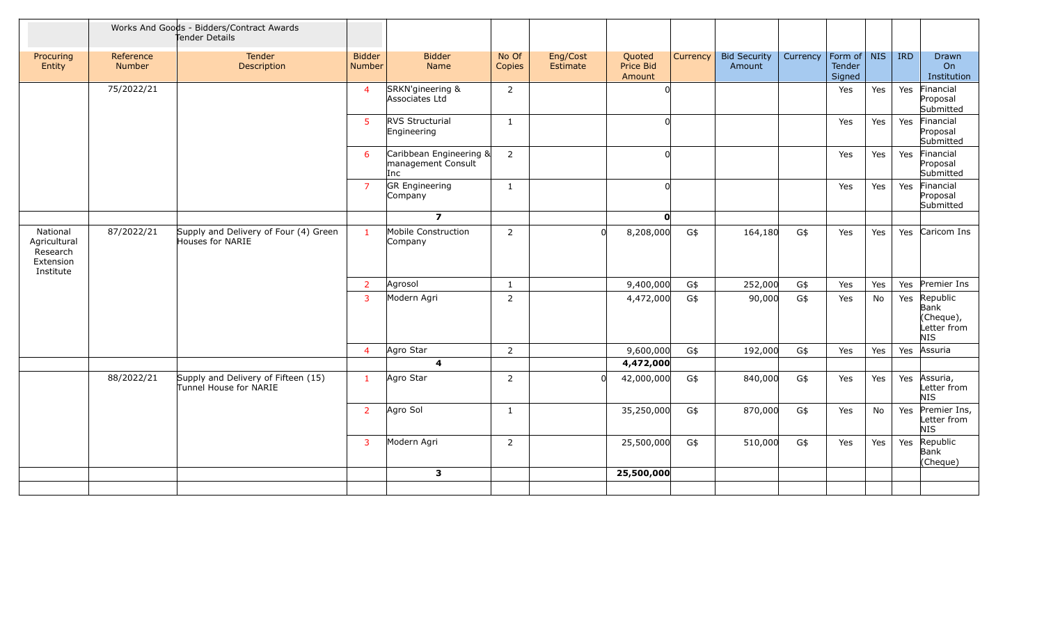| | | Works And Goods - Bidders/Contract Awards Tender Details | | | | | | | | | | | | |
|---|---|---|---|---|---|---|---|---|---|---|---|---|---|---|
| Procuring Entity | Reference Number | Tender Description | Bidder Number | Bidder Name | No Of Copies | Eng/Cost Estimate | Quoted Price Bid Amount | Currency | Bid Security Amount | Currency | Form of Tender Signed | NIS | IRD | Drawn On Institution |
| | 75/2022/21 | | 4 | SRKN'gineering & Associates Ltd | 2 | | 0 | | | | Yes | Yes | Yes | Financial Proposal Submitted |
| | | | 5 | RVS Structurial Engineering | 1 | | 0 | | | | Yes | Yes | Yes | Financial Proposal Submitted |
| | | | 6 | Caribbean Engineering & management Consult Inc | 2 | | 0 | | | | Yes | Yes | Yes | Financial Proposal Submitted |
| | | | 7 | GR Engineering Company | 1 | | 0 | | | | Yes | Yes | Yes | Financial Proposal Submitted |
| | | | | **7** | | | **0** | | | | | | | |
| National Agricultural Research Extension Institute | 87/2022/21 | Supply and Delivery of Four (4) Green Houses for NARIE | 1 | Mobile Construction Company | 2 | 0 | 8,208,000 | G$ | 164,180 | G$ | Yes | Yes | Yes | Caricom Ins |
| | | | 2 | Agrosol | 1 | | 9,400,000 | G$ | 252,000 | G$ | Yes | Yes | Yes | Premier Ins |
| | | | 3 | Modern Agri | 2 | | 4,472,000 | G$ | 90,000 | G$ | Yes | No | Yes | Republic Bank (Cheque), Letter from NIS |
| | | | 4 | Agro Star | 2 | | 9,600,000 | G$ | 192,000 | G$ | Yes | Yes | Yes | Assuria |
| | | | | **4** | | | **4,472,000** | | | | | | | |
| | 88/2022/21 | Supply and Delivery of Fifteen (15) Tunnel House for NARIE | 1 | Agro Star | 2 | 0 | 42,000,000 | G$ | 840,000 | G$ | Yes | Yes | Yes | Assuria, Letter from NIS |
| | | | 2 | Agro Sol | 1 | | 35,250,000 | G$ | 870,000 | G$ | Yes | No | Yes | Premier Ins, Letter from NIS |
| | | | 3 | Modern Agri | 2 | | 25,500,000 | G$ | 510,000 | G$ | Yes | Yes | Yes | Republic Bank (Cheque) |
| | | | | **3** | | | **25,500,000** | | | | | | | |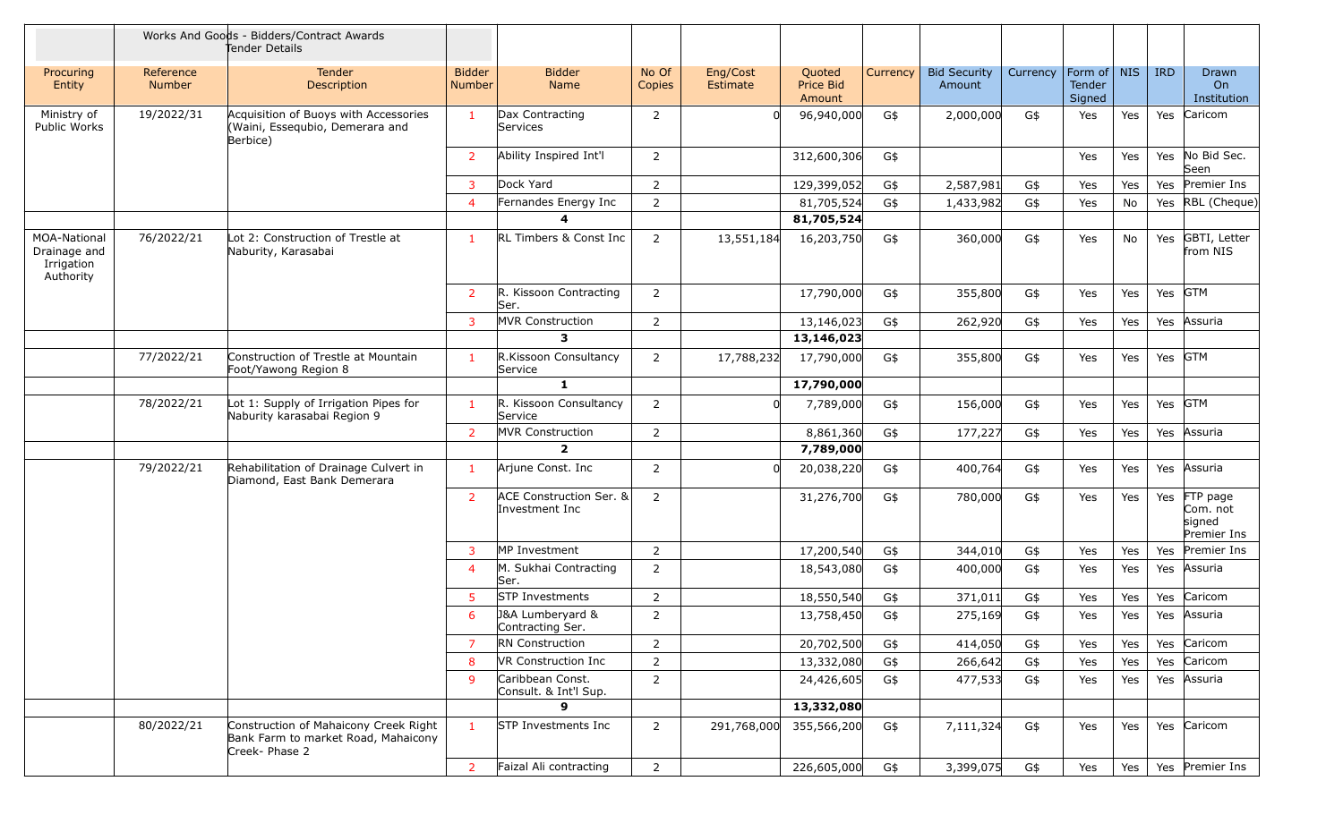| | Works And Goods - Bidders/Contract Awards Tender Details | | | | | | | | | | | | | |
|---|---|---|---|---|---|---|---|---|---|---|---|---|---|---|
| Procuring Entity | Reference Number | Tender Description | Bidder Number | Bidder Name | No Of Copies | Eng/Cost Estimate | Quoted Price Bid Amount | Currency | Bid Security Amount | Currency | Form of Tender Signed | NIS | IRD | Drawn On Institution |
| Ministry of Public Works | 19/2022/31 | Acquisition of Buoys with Accessories (Waini, Essequbio, Demerara and Berbice) | 1 | Dax Contracting Services | 2 | 0 | 96,940,000 | G$ | 2,000,000 | G$ | Yes | Yes | Yes | Caricom |
| | | | 2 | Ability Inspired Int'l | 2 | | 312,600,306 | G$ | | | Yes | Yes | Yes | No Bid Sec. Seen |
| | | | 3 | Dock Yard | 2 | | 129,399,052 | G$ | 2,587,981 | G$ | Yes | Yes | Yes | Premier Ins |
| | | | 4 | Fernandes Energy Inc | 2 | | 81,705,524 | G$ | 1,433,982 | G$ | Yes | No | Yes | RBL (Cheque) |
| | | | | **4** | | | **81,705,524** | | | | | | | |
| MOA-National Drainage and Irrigation Authority | 76/2022/21 | Lot 2: Construction of Trestle at Naburity, Karasabai | 1 | RL Timbers & Const Inc | 2 | 13,551,184 | 16,203,750 | G$ | 360,000 | G$ | Yes | No | Yes | GBTI, Letter from NIS |
| | | | 2 | R. Kissoon Contracting Ser. | 2 | | 17,790,000 | G$ | 355,800 | G$ | Yes | Yes | Yes | GTM |
| | | | 3 | MVR Construction | 2 | | 13,146,023 | G$ | 262,920 | G$ | Yes | Yes | Yes | Assuria |
| | | | | **3** | | | **13,146,023** | | | | | | | |
| | 77/2022/21 | Construction of Trestle at Mountain Foot/Yawong Region 8 | 1 | R.Kissoon Consultancy Service | 2 | 17,788,232 | 17,790,000 | G$ | 355,800 | G$ | Yes | Yes | Yes | GTM |
| | | | | **1** | | | **17,790,000** | | | | | | | |
| | 78/2022/21 | Lot 1: Supply of Irrigation Pipes for Naburity karasabai Region 9 | 1 | R. Kissoon Consultancy Service | 2 | 0 | 7,789,000 | G$ | 156,000 | G$ | Yes | Yes | Yes | GTM |
| | | | 2 | MVR Construction | 2 | | 8,861,360 | G$ | 177,227 | G$ | Yes | Yes | Yes | Assuria |
| | | | | **2** | | | **7,789,000** | | | | | | | |
| | 79/2022/21 | Rehabilitation of Drainage Culvert in Diamond, East Bank Demerara | 1 | Arjune Const. Inc | 2 | 0 | 20,038,220 | G$ | 400,764 | G$ | Yes | Yes | Yes | Assuria |
| | | | 2 | ACE Construction Ser. & Investment Inc | 2 | | 31,276,700 | G$ | 780,000 | G$ | Yes | Yes | Yes | FTP page Com. not signed Premier Ins |
| | | | 3 | MP Investment | 2 | | 17,200,540 | G$ | 344,010 | G$ | Yes | Yes | Yes | Premier Ins |
| | | | 4 | M. Sukhai Contracting Ser. | 2 | | 18,543,080 | G$ | 400,000 | G$ | Yes | Yes | Yes | Assuria |
| | | | 5 | STP Investments | 2 | | 18,550,540 | G$ | 371,011 | G$ | Yes | Yes | Yes | Caricom |
| | | | 6 | J&A Lumberyard & Contracting Ser. | 2 | | 13,758,450 | G$ | 275,169 | G$ | Yes | Yes | Yes | Assuria |
| | | | 7 | RN Construction | 2 | | 20,702,500 | G$ | 414,050 | G$ | Yes | Yes | Yes | Caricom |
| | | | 8 | VR Construction Inc | 2 | | 13,332,080 | G$ | 266,642 | G$ | Yes | Yes | Yes | Caricom |
| | | | 9 | Caribbean Const. Consult. & Int'l Sup. | 2 | | 24,426,605 | G$ | 477,533 | G$ | Yes | Yes | Yes | Assuria |
| | | | | **9** | | | **13,332,080** | | | | | | | |
| | 80/2022/21 | Construction of Mahaicony Creek Right Bank Farm to market Road, Mahaicony Creek- Phase 2 | 1 | STP Investments Inc | 2 | 291,768,000 | 355,566,200 | G$ | 7,111,324 | G$ | Yes | Yes | Yes | Caricom |
| | | | 2 | Faizal Ali contracting | 2 | | 226,605,000 | G$ | 3,399,075 | G$ | Yes | Yes | Yes | Premier Ins |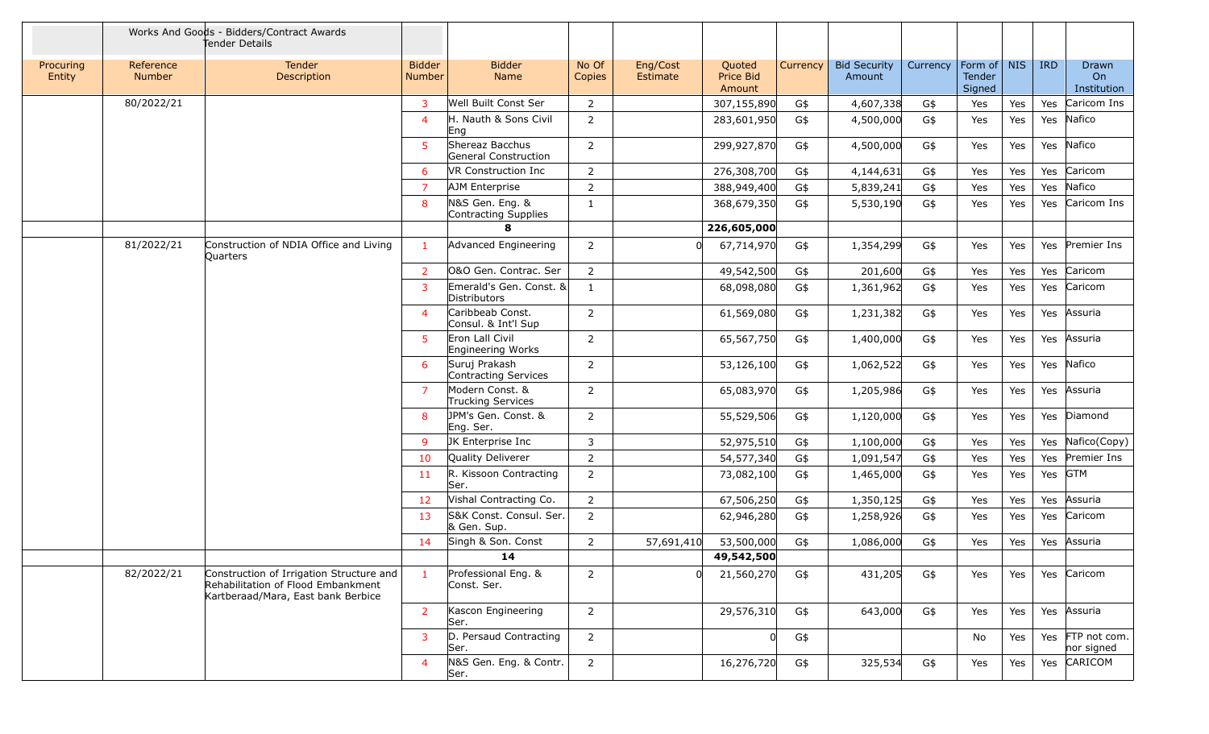| | Works And Goods - Bidders/Contract Awards Tender Details | | | | | | | | | | | | | | |
|---|---|---|---|---|---|---|---|---|---|---|---|---|---|---|---|
| Procuring Entity | Reference Number | Tender Description | Bidder Number | Bidder Name | No Of Copies | Eng/Cost Estimate | Quoted Price Bid Amount | Currency | Bid Security Amount | Currency | Form of Tender Signed | NIS | IRD | Drawn On Institution |
| | 80/2022/21 | | 3 | Well Built Const Ser | 2 | | 307,155,890 | G$ | 4,607,338 | G$ | Yes | Yes | Yes | Caricom Ins |
| | | | 4 | H. Nauth & Sons Civil Eng | 2 | | 283,601,950 | G$ | 4,500,000 | G$ | Yes | Yes | Yes | Nafico |
| | | | 5 | Shereaz Bacchus General Construction | 2 | | 299,927,870 | G$ | 4,500,000 | G$ | Yes | Yes | Yes | Nafico |
| | | | 6 | VR Construction Inc | 2 | | 276,308,700 | G$ | 4,144,631 | G$ | Yes | Yes | Yes | Caricom |
| | | | 7 | AJM Enterprise | 2 | | 388,949,400 | G$ | 5,839,241 | G$ | Yes | Yes | Yes | Nafico |
| | | | 8 | N&S Gen. Eng. & Contracting Supplies | 1 | | 368,679,350 | G$ | 5,530,190 | G$ | Yes | Yes | Yes | Caricom Ins |
| | | | | **8** | | | **226,605,000** | | | | | | | |
| | 81/2022/21 | Construction of NDIA Office and Living Quarters | 1 | Advanced Engineering | 2 | 0 | 67,714,970 | G$ | 1,354,299 | G$ | Yes | Yes | Yes | Premier Ins |
| | | | 2 | O&O Gen. Contrac. Ser | 2 | | 49,542,500 | G$ | 201,600 | G$ | Yes | Yes | Yes | Caricom |
| | | | 3 | Emerald's Gen. Const. & Distributors | 1 | | 68,098,080 | G$ | 1,361,962 | G$ | Yes | Yes | Yes | Caricom |
| | | | 4 | Caribbeab Const. Consul. & Int'l Sup | 2 | | 61,569,080 | G$ | 1,231,382 | G$ | Yes | Yes | Yes | Assuria |
| | | | 5 | Eron Lall Civil Engineering Works | 2 | | 65,567,750 | G$ | 1,400,000 | G$ | Yes | Yes | Yes | Assuria |
| | | | 6 | Suruj Prakash Contracting Services | 2 | | 53,126,100 | G$ | 1,062,522 | G$ | Yes | Yes | Yes | Nafico |
| | | | 7 | Modern Const. & Trucking Services | 2 | | 65,083,970 | G$ | 1,205,986 | G$ | Yes | Yes | Yes | Assuria |
| | | | 8 | JPM's Gen. Const. & Eng. Ser. | 2 | | 55,529,506 | G$ | 1,120,000 | G$ | Yes | Yes | Yes | Diamond |
| | | | 9 | JK Enterprise Inc | 3 | | 52,975,510 | G$ | 1,100,000 | G$ | Yes | Yes | Yes | Nafico(Copy) |
| | | | 10 | Quality Deliverer | 2 | | 54,577,340 | G$ | 1,091,547 | G$ | Yes | Yes | Yes | Premier Ins |
| | | | 11 | R. Kissoon Contracting Ser. | 2 | | 73,082,100 | G$ | 1,465,000 | G$ | Yes | Yes | Yes | GTM |
| | | | 12 | Vishal Contracting Co. | 2 | | 67,506,250 | G$ | 1,350,125 | G$ | Yes | Yes | Yes | Assuria |
| | | | 13 | S&K Const. Consul. Ser. & Gen. Sup. | 2 | | 62,946,280 | G$ | 1,258,926 | G$ | Yes | Yes | Yes | Caricom |
| | | | 14 | Singh & Son. Const | 2 | 57,691,410 | 53,500,000 | G$ | 1,086,000 | G$ | Yes | Yes | Yes | Assuria |
| | | | | **14** | | | **49,542,500** | | | | | | | |
| | 82/2022/21 | Construction of Irrigation Structure and Rehabilitation of Flood Embankment Kartberaad/Mara, East bank Berbice | 1 | Professional Eng. & Const. Ser. | 2 | 0 | 21,560,270 | G$ | 431,205 | G$ | Yes | Yes | Yes | Caricom |
| | | | 2 | Kascon Engineering Ser. | 2 | | 29,576,310 | G$ | 643,000 | G$ | Yes | Yes | Yes | Assuria |
| | | | 3 | D. Persaud Contracting Ser. | 2 | | 0 | G$ | | | No | Yes | Yes | FTP not com. nor signed |
| | | | 4 | N&S Gen. Eng. & Contr. Ser. | 2 | | 16,276,720 | G$ | 325,534 | G$ | Yes | Yes | Yes | CARICOM |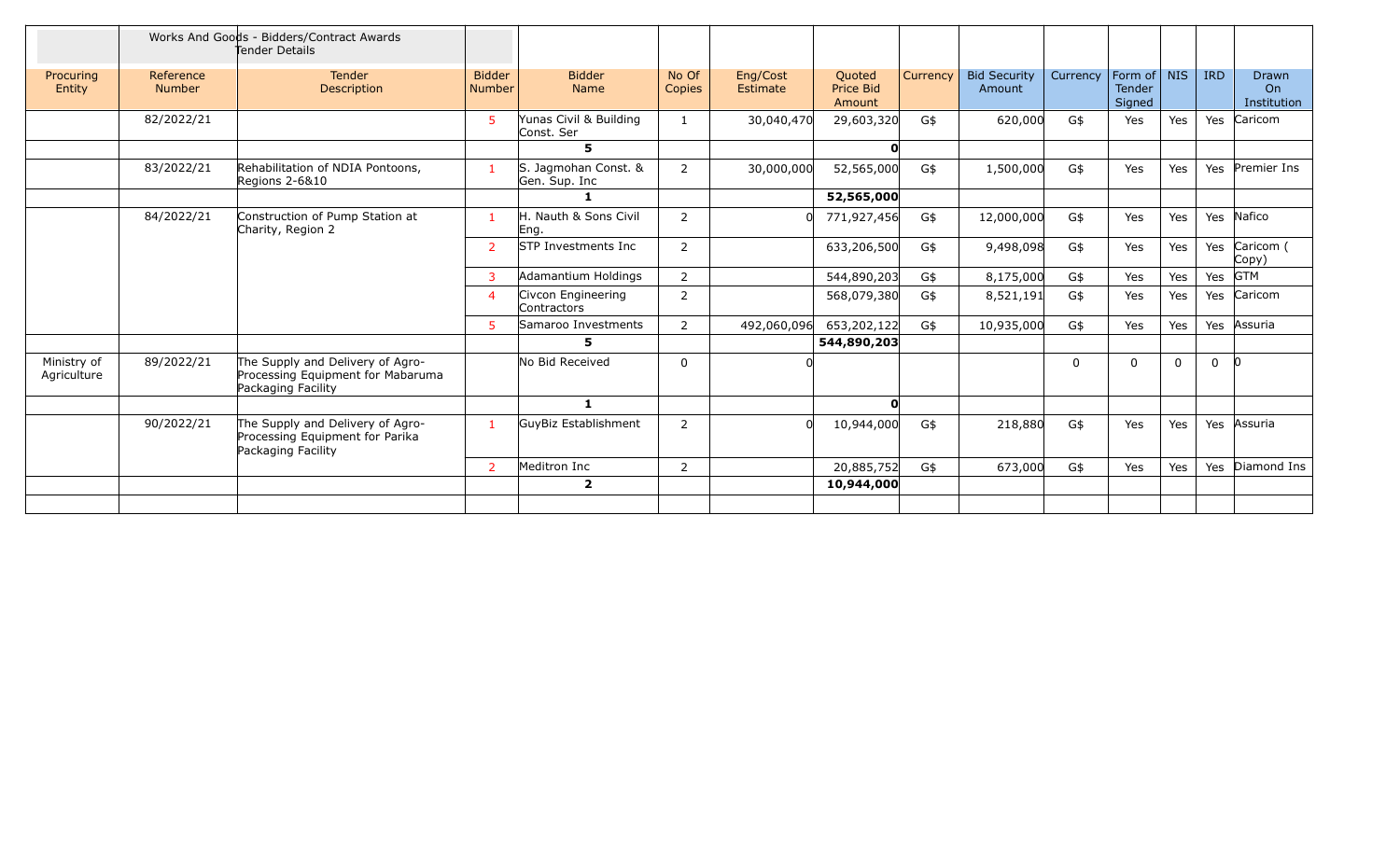| | Works And Goods - Bidders/Contract Awards Tender Details | | | | | | | | | | | | | |
|---|---|---|---|---|---|---|---|---|---|---|---|---|---|---|
| Procuring Entity | Reference Number | Tender Description | Bidder Number | Bidder Name | No Of Copies | Eng/Cost Estimate | Quoted Price Bid Amount | Currency | Bid Security Amount | Currency | Form of Tender Signed | NIS | IRD | Drawn On Institution |
| | 82/2022/21 | | 5 | Yunas Civil & Building Const. Ser | 1 | 30,040,470 | 29,603,320 | G$ | 620,000 | G$ | Yes | Yes | Yes | Caricom |
| | | | | **5** | | | **0** | | | | | | | |
| | 83/2022/21 | Rehabilitation of NDIA Pontoons, Regions 2-6&10 | 1 | S. Jagmohan Const. & Gen. Sup. Inc | 2 | 30,000,000 | 52,565,000 | G$ | 1,500,000 | G$ | Yes | Yes | Yes | Premier Ins |
| | | | | **1** | | | **52,565,000** | | | | | | | |
| | 84/2022/21 | Construction of Pump Station at Charity, Region 2 | 1 | H. Nauth & Sons Civil Eng. | 2 | 0 | 771,927,456 | G$ | 12,000,000 | G$ | Yes | Yes | Yes | Nafico |
| | | | 2 | STP Investments Inc | 2 | | 633,206,500 | G$ | 9,498,098 | G$ | Yes | Yes | Yes | Caricom ( Copy) |
| | | | 3 | Adamantium Holdings | 2 | | 544,890,203 | G$ | 8,175,000 | G$ | Yes | Yes | Yes | GTM |
| | | | 4 | Civcon Engineering Contractors | 2 | | 568,079,380 | G$ | 8,521,191 | G$ | Yes | Yes | Yes | Caricom |
| | | | 5 | Samaroo Investments | 2 | 492,060,096 | 653,202,122 | G$ | 10,935,000 | G$ | Yes | Yes | Yes | Assuria |
| | | | | **5** | | | **544,890,203** | | | | | | | |
| Ministry of Agriculture | 89/2022/21 | The Supply and Delivery of Agro-Processing Equipment for Mabaruma Packaging Facility | | No Bid Received | 0 | 0 | | | | 0 | 0 | 0 | 0 | 0 |
| | | | | **1** | | | **0** | | | | | | | |
| | 90/2022/21 | The Supply and Delivery of Agro-Processing Equipment for Parika Packaging Facility | 1 | GuyBiz Establishment | 2 | 0 | 10,944,000 | G$ | 218,880 | G$ | Yes | Yes | Yes | Assuria |
| | | | 2 | Meditron Inc | 2 | | 20,885,752 | G$ | 673,000 | G$ | Yes | Yes | Yes | Diamond Ins |
| | | | | **2** | | | **10,944,000** | | | | | | | |